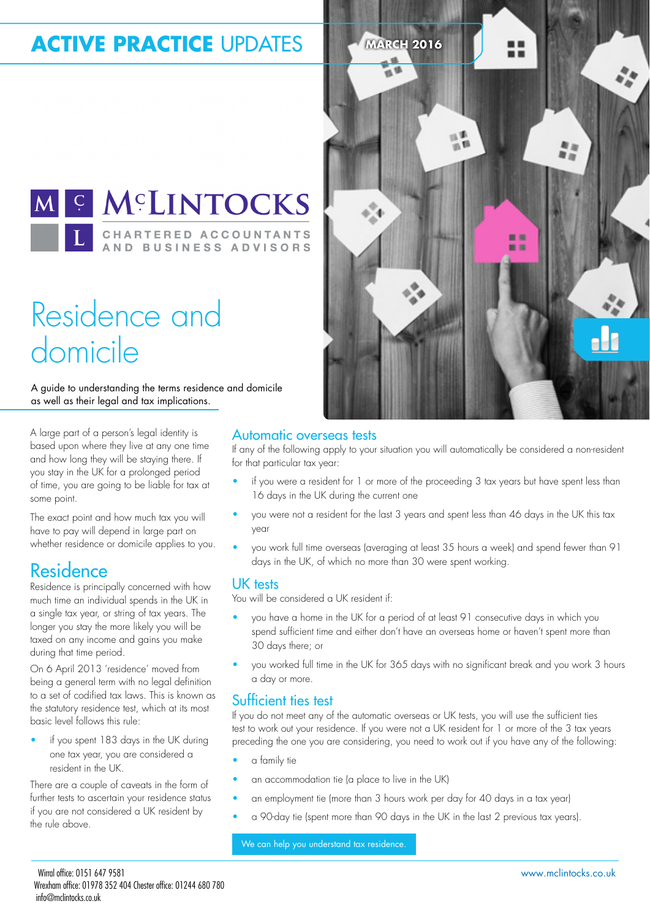# ACTIVE PRACTICE UPDATES

MARCH 2016

McLINTOCKS

CHARTERED ACCOUNTANTS AND BUSINESS ADVISORS

# Residence and domicile

A guide to understanding the terms residence and domicile as well as their legal and tax implications.

A large part of a person's legal identity is based upon where they live at any one time and how long they will be staying there. If you stay in the UK for a prolonged period of time, you are going to be liable for tax at some point.

The exact point and how much tax you will have to pay will depend in large part on whether residence or domicile applies to you.

## Residence

Residence is principally concerned with how much time an individual spends in the UK in a single tax year, or string of tax years. The longer you stay the more likely you will be taxed on any income and gains you make during that time period.

On 6 April 2013 'residence' moved from being a general term with no legal definition to a set of codified tax laws. This is known as the statutory residence test, which at its most basic level follows this rule:

- if you spent 183 days in the UK during one tax year, you are considered a resident in the UK.

There are a couple of caveats in the form of further tests to ascertain your residence status if you are not considered a UK resident by the rule above.

### Automatic overseas tests

If any of the following apply to your situation you will automatically be considered a non-resident for that particular tax year:

- if you were a resident for 1 or more of the proceeding 3 tax years but have spent less than 16 days in the UK during the current one
- you were not a resident for the last 3 years and spent less than 46 days in the UK this tax year
- you work full time overseas (averaging at least 35 hours a week) and spend fewer than 91 days in the UK, of which no more than 30 were spent working.

### UK tests

You will be considered a UK resident if:

- you have a home in the UK for a period of at least 91 consecutive days in which you spend sufficient time and either don't have an overseas home or haven't spent more than 30 days there; or
- you worked full time in the UK for 365 days with no significant break and you work 3 hours a day or more.

### Sufficient ties test

If you do not meet any of the automatic overseas or UK tests, you will use the sufficient ties test to work out your residence. If you were not a UK resident for 1 or more of the 3 tax years preceding the one you are considering, you need to work out if you have any of the following:

- a family tie
- an accommodation tie (a place to live in the UK)
- an employment tie (more than 3 hours work per day for 40 days in a tax year)
- a 90-day tie (spent more than 90 days in the UK in the last 2 previous tax years).

We can help you understand tax residence.

Wirral office: 0151 647 9581
Wrexham office: 01978 352 404 Chester office: 01244 680 780
info@mclintocks.co.uk

www.mclintocks.co.uk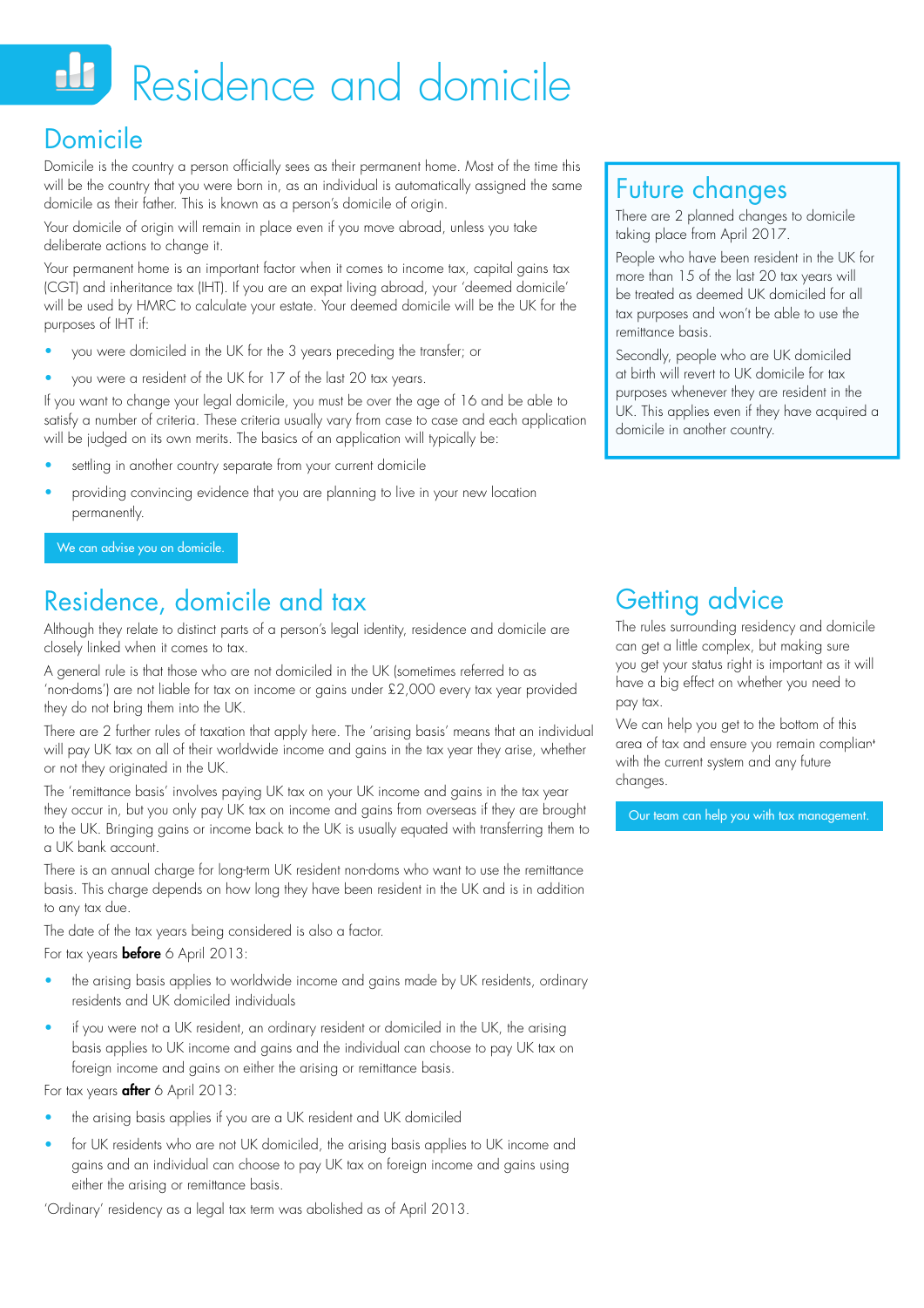# Residence and domicile

## Domicile

Domicile is the country a person officially sees as their permanent home. Most of the time this will be the country that you were born in, as an individual is automatically assigned the same domicile as their father. This is known as a person's domicile of origin.

Your domicile of origin will remain in place even if you move abroad, unless you take deliberate actions to change it.

Your permanent home is an important factor when it comes to income tax, capital gains tax (CGT) and inheritance tax (IHT). If you are an expat living abroad, your 'deemed domicile' will be used by HMRC to calculate your estate. Your deemed domicile will be the UK for the purposes of IHT if:

- you were domiciled in the UK for the 3 years preceding the transfer; or
- you were a resident of the UK for 17 of the last 20 tax years.

If you want to change your legal domicile, you must be over the age of 16 and be able to satisfy a number of criteria. These criteria usually vary from case to case and each application will be judged on its own merits. The basics of an application will typically be:

- settling in another country separate from your current domicile
- providing convincing evidence that you are planning to live in your new location permanently.

We can advise you on domicile.

## Future changes

There are 2 planned changes to domicile taking place from April 2017.

People who have been resident in the UK for more than 15 of the last 20 tax years will be treated as deemed UK domiciled for all tax purposes and won't be able to use the remittance basis.

Secondly, people who are UK domiciled at birth will revert to UK domicile for tax purposes whenever they are resident in the UK. This applies even if they have acquired a domicile in another country.

## Residence, domicile and tax

Although they relate to distinct parts of a person's legal identity, residence and domicile are closely linked when it comes to tax.

A general rule is that those who are not domiciled in the UK (sometimes referred to as 'non-doms') are not liable for tax on income or gains under £2,000 every tax year provided they do not bring them into the UK.

There are 2 further rules of taxation that apply here. The 'arising basis' means that an individual will pay UK tax on all of their worldwide income and gains in the tax year they arise, whether or not they originated in the UK.

The 'remittance basis' involves paying UK tax on your UK income and gains in the tax year they occur in, but you only pay UK tax on income and gains from overseas if they are brought to the UK. Bringing gains or income back to the UK is usually equated with transferring them to a UK bank account.

There is an annual charge for long-term UK resident non-doms who want to use the remittance basis. This charge depends on how long they have been resident in the UK and is in addition to any tax due.

The date of the tax years being considered is also a factor.

For tax years **before** 6 April 2013:

- the arising basis applies to worldwide income and gains made by UK residents, ordinary residents and UK domiciled individuals
- if you were not a UK resident, an ordinary resident or domiciled in the UK, the arising basis applies to UK income and gains and the individual can choose to pay UK tax on foreign income and gains on either the arising or remittance basis.

For tax years **after** 6 April 2013:

- the arising basis applies if you are a UK resident and UK domiciled
- for UK residents who are not UK domiciled, the arising basis applies to UK income and gains and an individual can choose to pay UK tax on foreign income and gains using either the arising or remittance basis.

'Ordinary' residency as a legal tax term was abolished as of April 2013.

## Getting advice

The rules surrounding residency and domicile can get a little complex, but making sure you get your status right is important as it will have a big effect on whether you need to pay tax.

We can help you get to the bottom of this area of tax and ensure you remain compliant with the current system and any future changes.

Our team can help you with tax management.